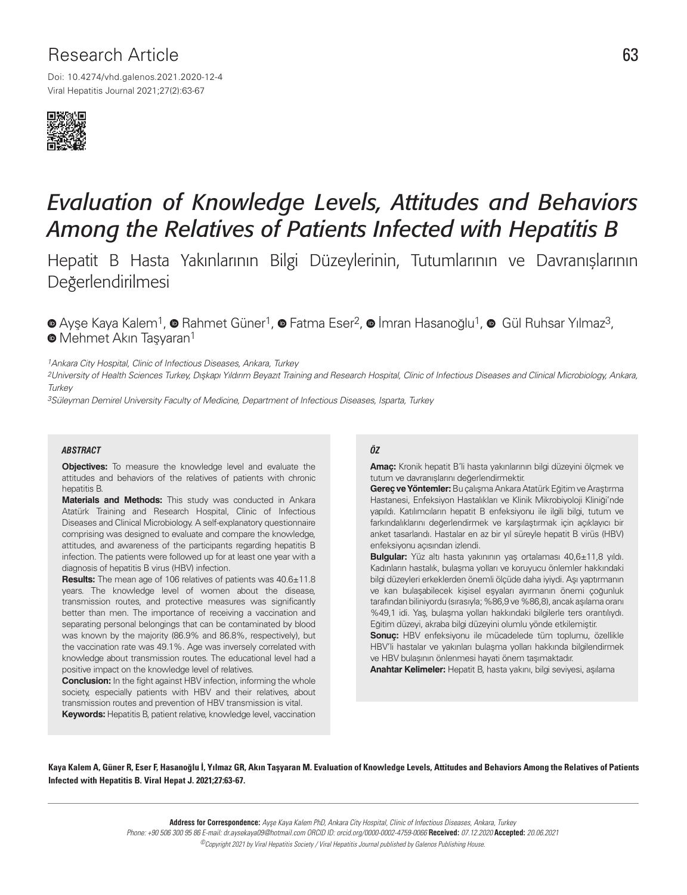Research Article

Doi: 10.4274/vhd.galenos.2021.2020-12-4

# *Evaluation of Knowledge Levels, Attitudes and Behaviors Among the Relatives of Patients Infected with Hepatitis B*

## Hepatit B Hasta Yakınlarının Bilgi Düzeylerinin, Tutumlarının ve Davranışlarının Değerlendirilmesi

Ayşe Kaya Kalem[1], Rahmet Güner[1], Fatma Eser[2], İmran Hasanoğlu[1], Gül Ruhsar Yılmaz[3], Mehmet Akın Taşyaran[1]

*[1]Ankara City Hospital, Clinic of Infectious Diseases, Ankara, Turkey*

*[2]University of Health Sciences Turkey, Dışkapı Yıldırım Beyazıt Training and Research Hospital, Clinic of Infectious Diseases and Clinical Microbiology, Ankara, Turkey*

*[3]Süleyman Demirel University Faculty of Medicine, Department of Infectious Diseases, Isparta, Turkey*

### *ABSTRACT*

**Objectives:** To measure the knowledge level and evaluate the attitudes and behaviors of the relatives of patients with chronic hepatitis B.

**Materials and Methods:** This study was conducted in Ankara Atatürk Training and Research Hospital, Clinic of Infectious Diseases and Clinical Microbiology. A self-explanatory questionnaire comprising was designed to evaluate and compare the knowledge, attitudes, and awareness of the participants regarding hepatitis B infection. The patients were followed up for at least one year with a diagnosis of hepatitis B virus (HBV) infection.

**Results:** The mean age of 106 relatives of patients was 40.6±11.8 years. The knowledge level of women about the disease, transmission routes, and protective measures was significantly better than men. The importance of receiving a vaccination and separating personal belongings that can be contaminated by blood was known by the majority (86.9% and 86.8%, respectively), but the vaccination rate was 49.1%. Age was inversely correlated with knowledge about transmission routes. The educational level had a positive impact on the knowledge level of relatives.

**Conclusion:** In the fight against HBV infection, informing the whole society, especially patients with HBV and their relatives, about transmission routes and prevention of HBV transmission is vital.

**Keywords:** Hepatitis B, patient relative, knowledge level, vaccination

### *ÖZ*

**Amaç:** Kronik hepatit B'li hasta yakınlarının bilgi düzeyini ölçmek ve tutum ve davranışlarını değerlendirmektir.

**Gereç ve Yöntemler:** Bu çalışma Ankara Atatürk Eğitim ve Araştırma Hastanesi, Enfeksiyon Hastalıkları ve Klinik Mikrobiyoloji Kliniği'nde yapıldı. Katılımcıların hepatit B enfeksiyonu ile ilgili bilgi, tutum ve farkındalıklarını değerlendirmek ve karşılaştırmak için açıklayıcı bir anket tasarlandı. Hastalar en az bir yıl süreyle hepatit B virüs (HBV) enfeksiyonu açısından izlendi.

**Bulgular:** Yüz altı hasta yakınının yaş ortalaması 40,6±11,8 yıldı. Kadınların hastalık, bulaşma yolları ve koruyucu önlemler hakkındaki bilgi düzeyleri erkeklerden önemli ölçüde daha iyiydi. Aşı yaptırmanın ve kan bulaşabilecek kişisel eşyaları ayırmanın önemi çoğunluk tarafından biliniyordu (sırasıyla; %86,9 ve %86,8), ancak aşılama oranı %49,1 idi. Yaş, bulaşma yolları hakkındaki bilgilerle ters orantılıydı. Eğitim düzeyi, akraba bilgi düzeyini olumlu yönde etkilemiştir.

**Sonuç:** HBV enfeksiyonu ile mücadelede tüm toplumu, özellikle HBV'li hastalar ve yakınları bulaşma yolları hakkında bilgilendirmek ve HBV bulaşının önlenmesi hayati önem taşımaktadır.

**Anahtar Kelimeler:** Hepatit B, hasta yakını, bilgi seviyesi, aşılama

**Kaya Kalem A, Güner R, Eser F, Hasanoğlu İ, Yılmaz GR, Akın Taşyaran M. Evaluation of Knowledge Levels, Attitudes and Behaviors Among the Relatives of Patients Infected with Hepatitis B. Viral Hepat J. 2021;27:63-67.**

**Address for Correspondence:** *Ayşe Kaya Kalem PhD, Ankara City Hospital, Clinic of Infectious Diseases, Ankara, Turkey*
*Phone: +90 506 300 95 86 E-mail: dr.aysekaya09@hotmail.com ORCID ID: orcid.org/0000-0002-4759-0066* **Received:** *07.12.2020* **Accepted:** *20.06.2021*
*©Copyright 2021 by Viral Hepatitis Society / Viral Hepatitis Journal published by Galenos Publishing House.*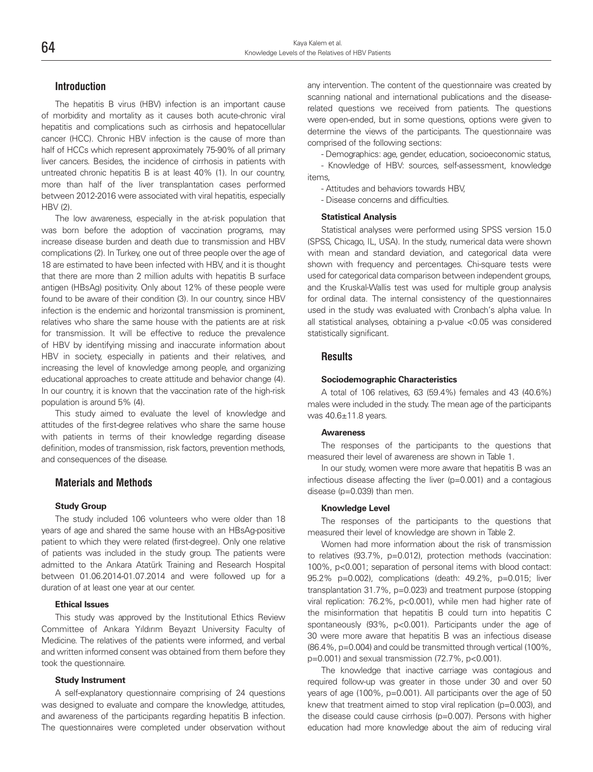## Introduction

The hepatitis B virus (HBV) infection is an important cause of morbidity and mortality as it causes both acute-chronic viral hepatitis and complications such as cirrhosis and hepatocellular cancer (HCC). Chronic HBV infection is the cause of more than half of HCCs which represent approximately 75-90% of all primary liver cancers. Besides, the incidence of cirrhosis in patients with untreated chronic hepatitis B is at least 40% (1). In our country, more than half of the liver transplantation cases performed between 2012-2016 were associated with viral hepatitis, especially HBV (2).

The low awareness, especially in the at-risk population that was born before the adoption of vaccination programs, may increase disease burden and death due to transmission and HBV complications (2). In Turkey, one out of three people over the age of 18 are estimated to have been infected with HBV, and it is thought that there are more than 2 million adults with hepatitis B surface antigen (HBsAg) positivity. Only about 12% of these people were found to be aware of their condition (3). In our country, since HBV infection is the endemic and horizontal transmission is prominent, relatives who share the same house with the patients are at risk for transmission. It will be effective to reduce the prevalence of HBV by identifying missing and inaccurate information about HBV in society, especially in patients and their relatives, and increasing the level of knowledge among people, and organizing educational approaches to create attitude and behavior change (4). In our country, it is known that the vaccination rate of the high-risk population is around 5% (4).

This study aimed to evaluate the level of knowledge and attitudes of the first-degree relatives who share the same house with patients in terms of their knowledge regarding disease definition, modes of transmission, risk factors, prevention methods, and consequences of the disease.

## Materials and Methods

### Study Group

The study included 106 volunteers who were older than 18 years of age and shared the same house with an HBsAg-positive patient to which they were related (first-degree). Only one relative of patients was included in the study group. The patients were admitted to the Ankara Atatürk Training and Research Hospital between 01.06.2014-01.07.2014 and were followed up for a duration of at least one year at our center.

### Ethical Issues

This study was approved by the Institutional Ethics Review Committee of Ankara Yıldırım Beyazıt University Faculty of Medicine. The relatives of the patients were informed, and verbal and written informed consent was obtained from them before they took the questionnaire.

### Study Instrument

A self-explanatory questionnaire comprising of 24 questions was designed to evaluate and compare the knowledge, attitudes, and awareness of the participants regarding hepatitis B infection. The questionnaires were completed under observation without any intervention. The content of the questionnaire was created by scanning national and international publications and the disease-related questions we received from patients. The questions were open-ended, but in some questions, options were given to determine the views of the participants. The questionnaire was comprised of the following sections:

- Demographics: age, gender, education, socioeconomic status,
- Knowledge of HBV: sources, self-assessment, knowledge items,
- Attitudes and behaviors towards HBV,
- Disease concerns and difficulties.

### Statistical Analysis

Statistical analyses were performed using SPSS version 15.0 (SPSS, Chicago, IL, USA). In the study, numerical data were shown with mean and standard deviation, and categorical data were shown with frequency and percentages. Chi-square tests were used for categorical data comparison between independent groups, and the Kruskal-Wallis test was used for multiple group analysis for ordinal data. The internal consistency of the questionnaires used in the study was evaluated with Cronbach's alpha value. In all statistical analyses, obtaining a p-value <0.05 was considered statistically significant.

## Results

### Sociodemographic Characteristics

A total of 106 relatives, 63 (59.4%) females and 43 (40.6%) males were included in the study. The mean age of the participants was 40.6±11.8 years.

### Awareness

The responses of the participants to the questions that measured their level of awareness are shown in Table 1.

In our study, women were more aware that hepatitis B was an infectious disease affecting the liver (p=0.001) and a contagious disease (p=0.039) than men.

### Knowledge Level

The responses of the participants to the questions that measured their level of knowledge are shown in Table 2.

Women had more information about the risk of transmission to relatives (93.7%, p=0.012), protection methods (vaccination: 100%, p<0.001; separation of personal items with blood contact: 95.2% p=0.002), complications (death: 49.2%, p=0.015; liver transplantation 31.7%, p=0.023) and treatment purpose (stopping viral replication: 76.2%, p<0.001), while men had higher rate of the misinformation that hepatitis B could turn into hepatitis C spontaneously (93%, p<0.001). Participants under the age of 30 were more aware that hepatitis B was an infectious disease (86.4%, p=0.004) and could be transmitted through vertical (100%, p=0.001) and sexual transmission (72.7%, p<0.001).

The knowledge that inactive carriage was contagious and required follow-up was greater in those under 30 and over 50 years of age (100%, p=0.001). All participants over the age of 50 knew that treatment aimed to stop viral replication (p=0.003), and the disease could cause cirrhosis (p=0.007). Persons with higher education had more knowledge about the aim of reducing viral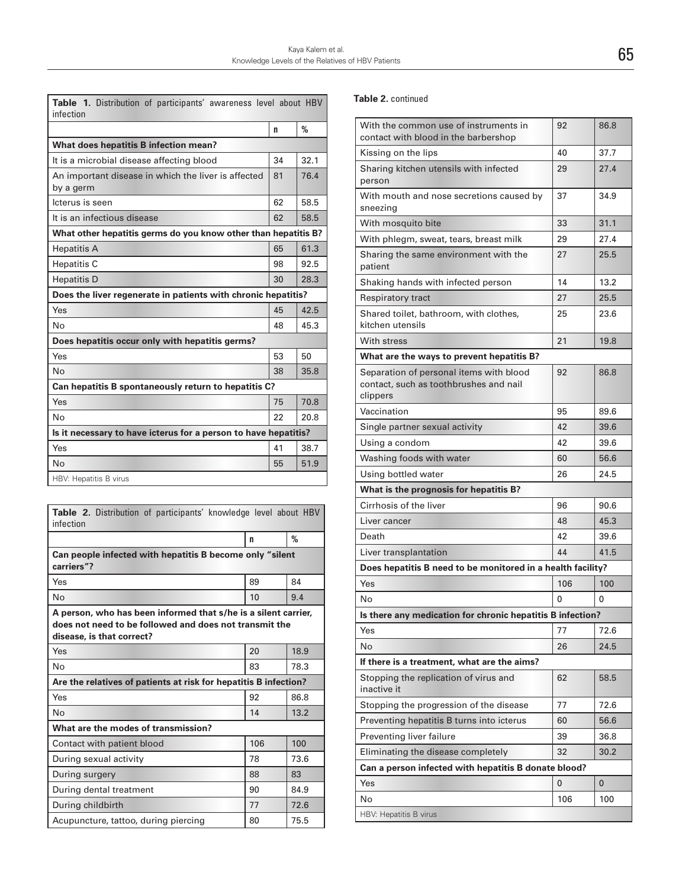**Table 1.** Distribution of participants' awareness level about HBV infection

| | n | % |
|---|---|---|
| **What does hepatitis B infection mean?** | | |
| It is a microbial disease affecting blood | 34 | 32.1 |
| An important disease in which the liver is affected by a germ | 81 | 76.4 |
| Icterus is seen | 62 | 58.5 |
| It is an infectious disease | 62 | 58.5 |
| **What other hepatitis germs do you know other than hepatitis B?** | | |
| Hepatitis A | 65 | 61.3 |
| Hepatitis C | 98 | 92.5 |
| Hepatitis D | 30 | 28.3 |
| **Does the liver regenerate in patients with chronic hepatitis?** | | |
| Yes | 45 | 42.5 |
| No | 48 | 45.3 |
| **Does hepatitis occur only with hepatitis germs?** | | |
| Yes | 53 | 50 |
| No | 38 | 35.8 |
| **Can hepatitis B spontaneously return to hepatitis C?** | | |
| Yes | 75 | 70.8 |
| No | 22 | 20.8 |
| **Is it necessary to have icterus for a person to have hepatitis?** | | |
| Yes | 41 | 38.7 |
| No | 55 | 51.9 |

HBV: Hepatitis B virus

**Table 2.** Distribution of participants' knowledge level about HBV infection

| | n | % |
|---|---|---|
| **Can people infected with hepatitis B become only "silent carriers"?** | | |
| Yes | 89 | 84 |
| No | 10 | 9.4 |
| **A person, who has been informed that s/he is a silent carrier, does not need to be followed and does not transmit the disease, is that correct?** | | |
| Yes | 20 | 18.9 |
| No | 83 | 78.3 |
| **Are the relatives of patients at risk for hepatitis B infection?** | | |
| Yes | 92 | 86.8 |
| No | 14 | 13.2 |
| **What are the modes of transmission?** | | |
| Contact with patient blood | 106 | 100 |
| During sexual activity | 78 | 73.6 |
| During surgery | 88 | 83 |
| During dental treatment | 90 | 84.9 |
| During childbirth | 77 | 72.6 |
| Acupuncture, tattoo, during piercing | 80 | 75.5 |
| With the common use of instruments in contact with blood in the barbershop | 92 | 86.8 |
| Kissing on the lips | 40 | 37.7 |
| Sharing kitchen utensils with infected person | 29 | 27.4 |
| With mouth and nose secretions caused by sneezing | 37 | 34.9 |
| With mosquito bite | 33 | 31.1 |
| With phlegm, sweat, tears, breast milk | 29 | 27.4 |
| Sharing the same environment with the patient | 27 | 25.5 |
| Shaking hands with infected person | 14 | 13.2 |
| Respiratory tract | 27 | 25.5 |
| Shared toilet, bathroom, with clothes, kitchen utensils | 25 | 23.6 |
| With stress | 21 | 19.8 |
| **What are the ways to prevent hepatitis B?** | | |
| Separation of personal items with blood contact, such as toothbrushes and nail clippers | 92 | 86.8 |
| Vaccination | 95 | 89.6 |
| Single partner sexual activity | 42 | 39.6 |
| Using a condom | 42 | 39.6 |
| Washing foods with water | 60 | 56.6 |
| Using bottled water | 26 | 24.5 |
| **What is the prognosis for hepatitis B?** | | |
| Cirrhosis of the liver | 96 | 90.6 |
| Liver cancer | 48 | 45.3 |
| Death | 42 | 39.6 |
| Liver transplantation | 44 | 41.5 |
| **Does hepatitis B need to be monitored in a health facility?** | | |
| Yes | 106 | 100 |
| No | 0 | 0 |
| **Is there any medication for chronic hepatitis B infection?** | | |
| Yes | 77 | 72.6 |
| No | 26 | 24.5 |
| **If there is a treatment, what are the aims?** | | |
| Stopping the replication of virus and inactive it | 62 | 58.5 |
| Stopping the progression of the disease | 77 | 72.6 |
| Preventing hepatitis B turns into icterus | 60 | 56.6 |
| Preventing liver failure | 39 | 36.8 |
| Eliminating the disease completely | 32 | 30.2 |
| **Can a person infected with hepatitis B donate blood?** | | |
| Yes | 0 | 0 |
| No | 106 | 100 |

HBV: Hepatitis B virus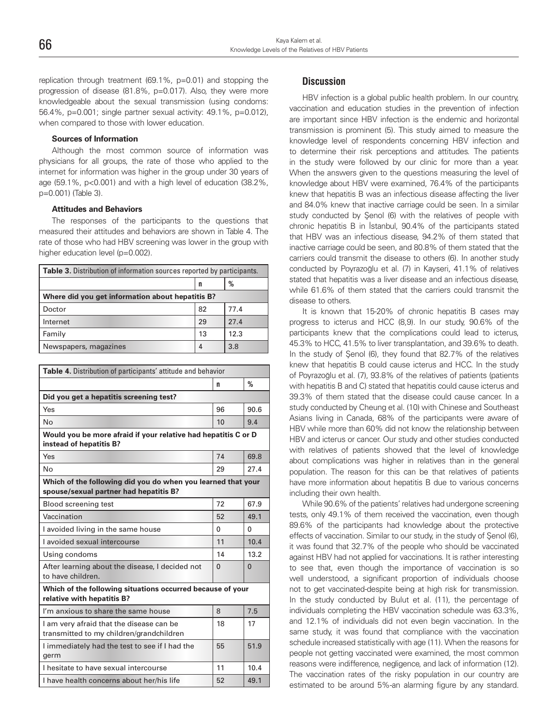replication through treatment (69.1%, p=0.01) and stopping the progression of disease (81.8%, p=0.017). Also, they were more knowledgeable about the sexual transmission (using condoms: 56.4%, p=0.001; single partner sexual activity: 49.1%, p=0.012), when compared to those with lower education.

#### Sources of Information

Although the most common source of information was physicians for all groups, the rate of those who applied to the internet for information was higher in the group under 30 years of age (59.1%, p<0.001) and with a high level of education (38.2%, p=0.001) (Table 3).

#### Attitudes and Behaviors

The responses of the participants to the questions that measured their attitudes and behaviors are shown in Table 4. The rate of those who had HBV screening was lower in the group with higher education level (p=0.002).

**Table 3.** Distribution of information sources reported by participants.

| | n | % |
|---|---|---|
| **Where did you get information about hepatitis B?** | | |
| Doctor | 82 | 77.4 |
| Internet | 29 | 27.4 |
| Family | 13 | 12.3 |
| Newspapers, magazines | 4 | 3.8 |

**Table 4.** Distribution of participants' attitude and behavior

| | n | % |
|---|---|---|
| **Did you get a hepatitis screening test?** | | |
| Yes | 96 | 90.6 |
| No | 10 | 9.4 |
| **Would you be more afraid if your relative had hepatitis C or D instead of hepatitis B?** | | |
| Yes | 74 | 69.8 |
| No | 29 | 27.4 |
| **Which of the following did you do when you learned that your spouse/sexual partner had hepatitis B?** | | |
| Blood screening test | 72 | 67.9 |
| Vaccination | 52 | 49.1 |
| I avoided living in the same house | 0 | 0 |
| I avoided sexual intercourse | 11 | 10.4 |
| Using condoms | 14 | 13.2 |
| After learning about the disease, I decided not to have children. | 0 | 0 |
| **Which of the following situations occurred because of your relative with hepatitis B?** | | |
| I'm anxious to share the same house | 8 | 7.5 |
| I am very afraid that the disease can be transmitted to my children/grandchildren | 18 | 17 |
| I immediately had the test to see if I had the germ | 55 | 51.9 |
| I hesitate to have sexual intercourse | 11 | 10.4 |
| I have health concerns about her/his life | 52 | 49.1 |

## Discussion

HBV infection is a global public health problem. In our country, vaccination and education studies in the prevention of infection are important since HBV infection is the endemic and horizontal transmission is prominent (5). This study aimed to measure the knowledge level of respondents concerning HBV infection and to determine their risk perceptions and attitudes. The patients in the study were followed by our clinic for more than a year. When the answers given to the questions measuring the level of knowledge about HBV were examined, 76.4% of the participants knew that hepatitis B was an infectious disease affecting the liver and 84.0% knew that inactive carriage could be seen. In a similar study conducted by Şenol (6) with the relatives of people with chronic hepatitis B in İstanbul, 90.4% of the participants stated that HBV was an infectious disease, 94.2% of them stated that inactive carriage could be seen, and 80.8% of them stated that the carriers could transmit the disease to others (6). In another study conducted by Poyrazoğlu et al. (7) in Kayseri, 41.1% of relatives stated that hepatitis was a liver disease and an infectious disease, while 61.6% of them stated that the carriers could transmit the disease to others.

It is known that 15-20% of chronic hepatitis B cases may progress to icterus and HCC (8,9). In our study, 90.6% of the participants knew that the complications could lead to icterus, 45.3% to HCC, 41.5% to liver transplantation, and 39.6% to death. In the study of Şenol (6), they found that 82.7% of the relatives knew that hepatitis B could cause icterus and HCC. In the study of Poyrazoğlu et al. (7), 93.8% of the relatives of patients (patients with hepatitis B and C) stated that hepatitis could cause icterus and 39.3% of them stated that the disease could cause cancer. In a study conducted by Cheung et al. (10) with Chinese and Southeast Asians living in Canada, 68% of the participants were aware of HBV while more than 60% did not know the relationship between HBV and icterus or cancer. Our study and other studies conducted with relatives of patients showed that the level of knowledge about complications was higher in relatives than in the general population. The reason for this can be that relatives of patients have more information about hepatitis B due to various concerns including their own health.

While 90.6% of the patients' relatives had undergone screening tests, only 49.1% of them received the vaccination, even though 89.6% of the participants had knowledge about the protective effects of vaccination. Similar to our study, in the study of Şenol (6), it was found that 32.7% of the people who should be vaccinated against HBV had not applied for vaccinations. It is rather interesting to see that, even though the importance of vaccination is so well understood, a significant proportion of individuals choose not to get vaccinated-despite being at high risk for transmission. In the study conducted by Bulut et al. (11), the percentage of individuals completing the HBV vaccination schedule was 63.3%, and 12.1% of individuals did not even begin vaccination. In the same study, it was found that compliance with the vaccination schedule increased statistically with age (11). When the reasons for people not getting vaccinated were examined, the most common reasons were indifference, negligence, and lack of information (12). The vaccination rates of the risky population in our country are estimated to be around 5%-an alarming figure by any standard.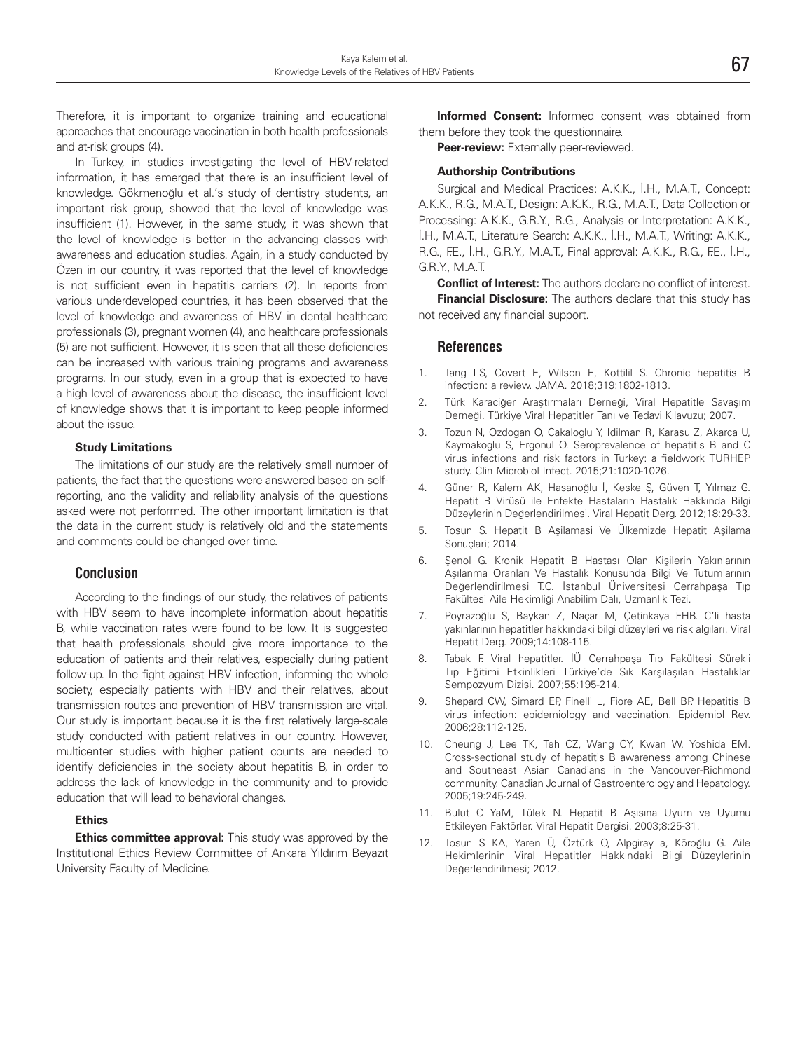Therefore, it is important to organize training and educational approaches that encourage vaccination in both health professionals and at-risk groups (4).

In Turkey, in studies investigating the level of HBV-related information, it has emerged that there is an insufficient level of knowledge. Gökmenoğlu et al.'s study of dentistry students, an important risk group, showed that the level of knowledge was insufficient (1). However, in the same study, it was shown that the level of knowledge is better in the advancing classes with awareness and education studies. Again, in a study conducted by Özen in our country, it was reported that the level of knowledge is not sufficient even in hepatitis carriers (2). In reports from various underdeveloped countries, it has been observed that the level of knowledge and awareness of HBV in dental healthcare professionals (3), pregnant women (4), and healthcare professionals (5) are not sufficient. However, it is seen that all these deficiencies can be increased with various training programs and awareness programs. In our study, even in a group that is expected to have a high level of awareness about the disease, the insufficient level of knowledge shows that it is important to keep people informed about the issue.

### Study Limitations

The limitations of our study are the relatively small number of patients, the fact that the questions were answered based on self-reporting, and the validity and reliability analysis of the questions asked were not performed. The other important limitation is that the data in the current study is relatively old and the statements and comments could be changed over time.

## Conclusion

According to the findings of our study, the relatives of patients with HBV seem to have incomplete information about hepatitis B, while vaccination rates were found to be low. It is suggested that health professionals should give more importance to the education of patients and their relatives, especially during patient follow-up. In the fight against HBV infection, informing the whole society, especially patients with HBV and their relatives, about transmission routes and prevention of HBV transmission are vital. Our study is important because it is the first relatively large-scale study conducted with patient relatives in our country. However, multicenter studies with higher patient counts are needed to identify deficiencies in the society about hepatitis B, in order to address the lack of knowledge in the community and to provide education that will lead to behavioral changes.

### Ethics

**Ethics committee approval:** This study was approved by the Institutional Ethics Review Committee of Ankara Yıldırım Beyazıt University Faculty of Medicine.

**Informed Consent:** Informed consent was obtained from them before they took the questionnaire.

**Peer-review:** Externally peer-reviewed.

### Authorship Contributions

Surgical and Medical Practices: A.K.K., İ.H., M.A.T., Concept: A.K.K., R.G., M.A.T., Design: A.K.K., R.G., M.A.T., Data Collection or Processing: A.K.K., G.R.Y., R.G., Analysis or Interpretation: A.K.K., İ.H., M.A.T., Literature Search: A.K.K., İ.H., M.A.T., Writing: A.K.K., R.G., F.E., İ.H., G.R.Y., M.A.T., Final approval: A.K.K., R.G., F.E., İ.H., G.R.Y., M.A.T.

**Conflict of Interest:** The authors declare no conflict of interest.

**Financial Disclosure:** The authors declare that this study has not received any financial support.

## References

1. Tang LS, Covert E, Wilson E, Kottilil S. Chronic hepatitis B infection: a review. JAMA. 2018;319:1802-1813.
2. Türk Karaciğer Araştırmaları Derneği, Viral Hepatitle Savaşım Derneği. Türkiye Viral Hepatitler Tanı ve Tedavi Kılavuzu; 2007.
3. Tozun N, Ozdogan O, Cakaloglu Y, Idilman R, Karasu Z, Akarca U, Kaymakoglu S, Ergonul O. Seroprevalence of hepatitis B and C virus infections and risk factors in Turkey: a fieldwork TURHEP study. Clin Microbiol Infect. 2015;21:1020-1026.
4. Güner R, Kalem AK, Hasanoğlu İ, Keske Ş, Güven T, Yılmaz G. Hepatit B Virüsü ile Enfekte Hastaların Hastalık Hakkında Bilgi Düzeylerinin Değerlendirilmesi. Viral Hepatit Derg. 2012;18:29-33.
5. Tosun S. Hepatit B Aşilamasi Ve Ülkemizde Hepatit Aşilama Sonuçlari; 2014.
6. Şenol G. Kronik Hepatit B Hastası Olan Kişilerin Yakınlarının Aşılanma Oranları Ve Hastalık Konusunda Bilgi Ve Tutumlarının Değerlendirilmesi T.C. İstanbul Üniversitesi Cerrahpaşa Tıp Fakültesi Aile Hekimliği Anabilim Dalı, Uzmanlık Tezi.
7. Poyrazoğlu S, Baykan Z, Naçar M, Çetinkaya FHB. C'li hasta yakınlarının hepatitler hakkındaki bilgi düzeyleri ve risk algıları. Viral Hepatit Derg. 2009;14:108-115.
8. Tabak F. Viral hepatitler. İÜ Cerrahpaşa Tıp Fakültesi Sürekli Tıp Eğitimi Etkinlikleri Türkiye'de Sık Karşılaşılan Hastalıklar Sempozyum Dizisi. 2007;55:195-214.
9. Shepard CW, Simard EP, Finelli L, Fiore AE, Bell BP. Hepatitis B virus infection: epidemiology and vaccination. Epidemiol Rev. 2006;28:112-125.
10. Cheung J, Lee TK, Teh CZ, Wang CY, Kwan W, Yoshida EM. Cross-sectional study of hepatitis B awareness among Chinese and Southeast Asian Canadians in the Vancouver-Richmond community. Canadian Journal of Gastroenterology and Hepatology. 2005;19:245-249.
11. Bulut C YaM, Tülek N. Hepatit B Aşısına Uyum ve Uyumu Etkileyen Faktörler. Viral Hepatit Dergisi. 2003;8:25-31.
12. Tosun S KA, Yaren Ü, Öztürk O, Alpgiray a, Köroğlu G. Aile Hekimlerinin Viral Hepatitler Hakkındaki Bilgi Düzeylerinin Değerlendirilmesi; 2012.